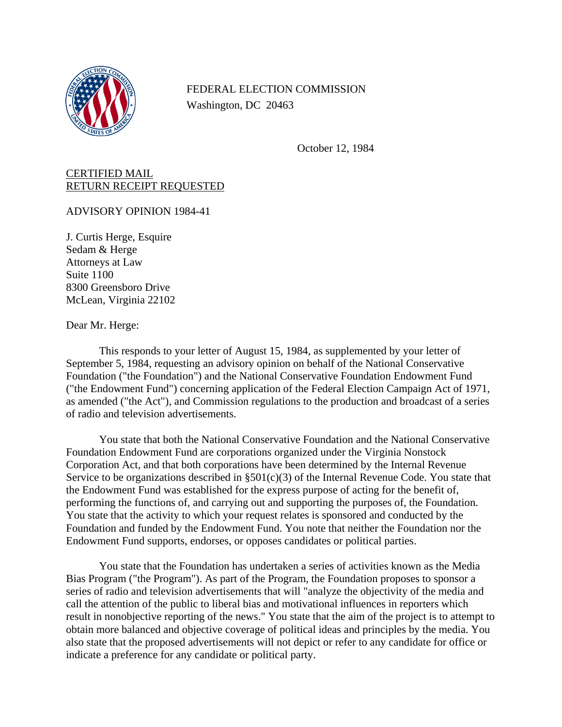FEDERAL ELECTION COMMISSION
Washington, DC 20463

October 12, 1984

CERTIFIED MAIL
RETURN RECEIPT REQUESTED

ADVISORY OPINION 1984-41

J. Curtis Herge, Esquire
Sedam & Herge
Attorneys at Law
Suite 1100
8300 Greensboro Drive
McLean, Virginia 22102

Dear Mr. Herge:

This responds to your letter of August 15, 1984, as supplemented by your letter of September 5, 1984, requesting an advisory opinion on behalf of the National Conservative Foundation ("the Foundation") and the National Conservative Foundation Endowment Fund ("the Endowment Fund") concerning application of the Federal Election Campaign Act of 1971, as amended ("the Act"), and Commission regulations to the production and broadcast of a series of radio and television advertisements.

You state that both the National Conservative Foundation and the National Conservative Foundation Endowment Fund are corporations organized under the Virginia Nonstock Corporation Act, and that both corporations have been determined by the Internal Revenue Service to be organizations described in §501(c)(3) of the Internal Revenue Code. You state that the Endowment Fund was established for the express purpose of acting for the benefit of, performing the functions of, and carrying out and supporting the purposes of, the Foundation. You state that the activity to which your request relates is sponsored and conducted by the Foundation and funded by the Endowment Fund. You note that neither the Foundation nor the Endowment Fund supports, endorses, or opposes candidates or political parties.

You state that the Foundation has undertaken a series of activities known as the Media Bias Program ("the Program"). As part of the Program, the Foundation proposes to sponsor a series of radio and television advertisements that will "analyze the objectivity of the media and call the attention of the public to liberal bias and motivational influences in reporters which result in nonobjective reporting of the news." You state that the aim of the project is to attempt to obtain more balanced and objective coverage of political ideas and principles by the media. You also state that the proposed advertisements will not depict or refer to any candidate for office or indicate a preference for any candidate or political party.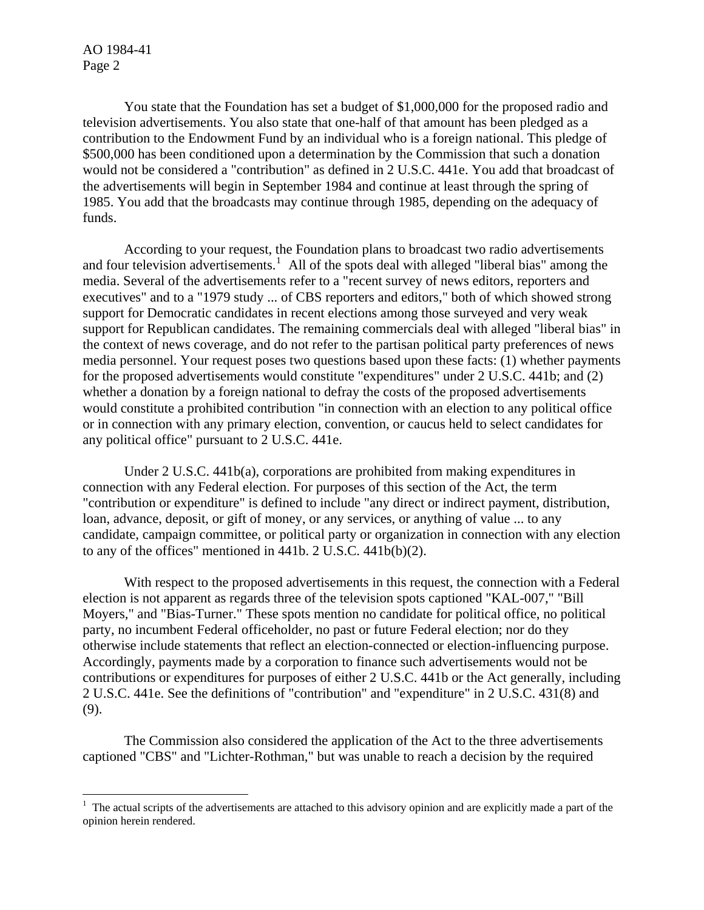You state that the Foundation has set a budget of $1,000,000 for the proposed radio and television advertisements. You also state that one-half of that amount has been pledged as a contribution to the Endowment Fund by an individual who is a foreign national. This pledge of $500,000 has been conditioned upon a determination by the Commission that such a donation would not be considered a "contribution" as defined in 2 U.S.C. 441e. You add that broadcast of the advertisements will begin in September 1984 and continue at least through the spring of 1985. You add that the broadcasts may continue through 1985, depending on the adequacy of funds.

According to your request, the Foundation plans to broadcast two radio advertisements and four television advertisements.[1] All of the spots deal with alleged "liberal bias" among the media. Several of the advertisements refer to a "recent survey of news editors, reporters and executives" and to a "1979 study ... of CBS reporters and editors," both of which showed strong support for Democratic candidates in recent elections among those surveyed and very weak support for Republican candidates. The remaining commercials deal with alleged "liberal bias" in the context of news coverage, and do not refer to the partisan political party preferences of news media personnel. Your request poses two questions based upon these facts: (1) whether payments for the proposed advertisements would constitute "expenditures" under 2 U.S.C. 441b; and (2) whether a donation by a foreign national to defray the costs of the proposed advertisements would constitute a prohibited contribution "in connection with an election to any political office or in connection with any primary election, convention, or caucus held to select candidates for any political office" pursuant to 2 U.S.C. 441e.

Under 2 U.S.C. 441b(a), corporations are prohibited from making expenditures in connection with any Federal election. For purposes of this section of the Act, the term "contribution or expenditure" is defined to include "any direct or indirect payment, distribution, loan, advance, deposit, or gift of money, or any services, or anything of value ... to any candidate, campaign committee, or political party or organization in connection with any election to any of the offices" mentioned in 441b. 2 U.S.C. 441b(b)(2).

With respect to the proposed advertisements in this request, the connection with a Federal election is not apparent as regards three of the television spots captioned "KAL-007," "Bill Moyers," and "Bias-Turner." These spots mention no candidate for political office, no political party, no incumbent Federal officeholder, no past or future Federal election; nor do they otherwise include statements that reflect an election-connected or election-influencing purpose. Accordingly, payments made by a corporation to finance such advertisements would not be contributions or expenditures for purposes of either 2 U.S.C. 441b or the Act generally, including 2 U.S.C. 441e. See the definitions of "contribution" and "expenditure" in 2 U.S.C. 431(8) and (9).

The Commission also considered the application of the Act to the three advertisements captioned "CBS" and "Lichter-Rothman," but was unable to reach a decision by the required

[1] The actual scripts of the advertisements are attached to this advisory opinion and are explicitly made a part of the opinion herein rendered.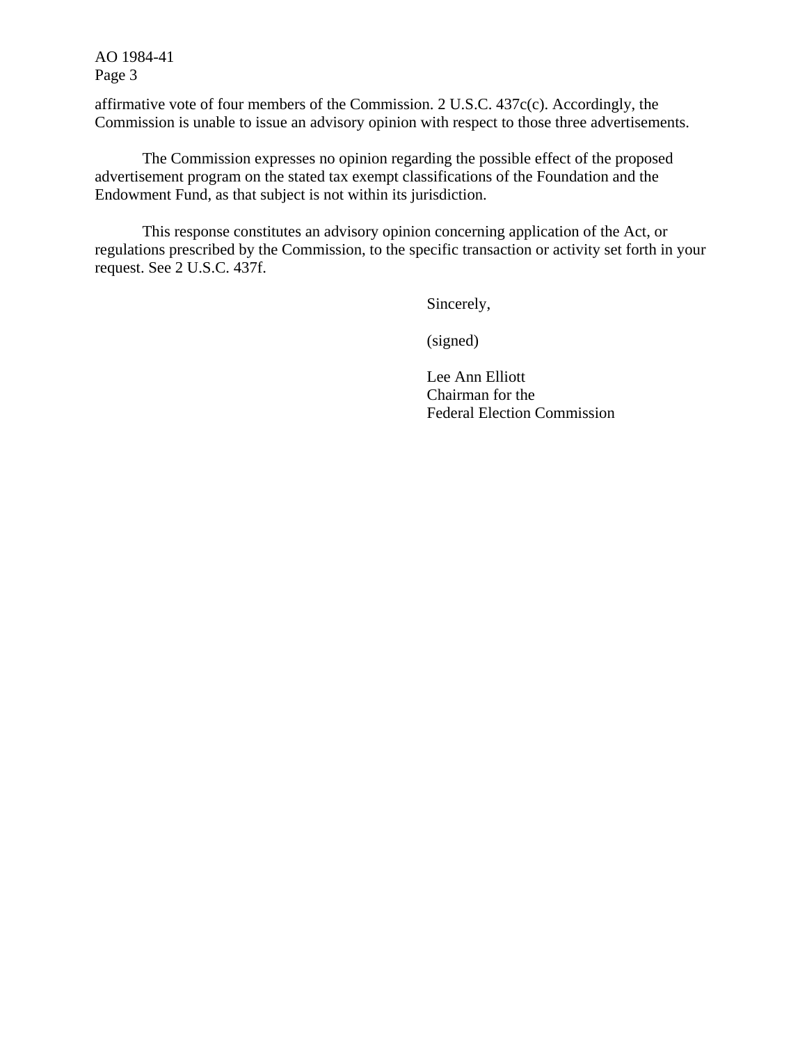affirmative vote of four members of the Commission. 2 U.S.C. 437c(c). Accordingly, the Commission is unable to issue an advisory opinion with respect to those three advertisements.

The Commission expresses no opinion regarding the possible effect of the proposed advertisement program on the stated tax exempt classifications of the Foundation and the Endowment Fund, as that subject is not within its jurisdiction.

This response constitutes an advisory opinion concerning application of the Act, or regulations prescribed by the Commission, to the specific transaction or activity set forth in your request. See 2 U.S.C. 437f.

Sincerely,

(signed)

Lee Ann Elliott
Chairman for the
Federal Election Commission